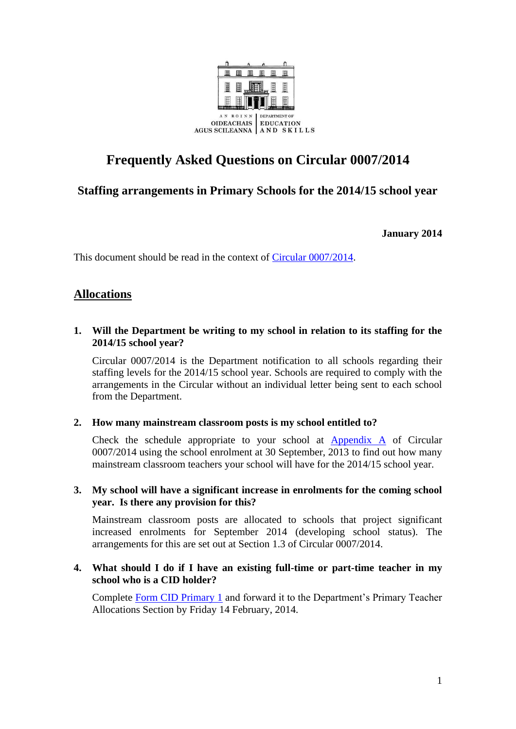AN ROINN OIDEACHAIS AGUS SCILEANNA | DEPARTMENT OF EDUCATION AND SKILLS

# Frequently Asked Questions on Circular 0007/2014

## Staffing arrangements in Primary Schools for the 2014/15 school year

**January 2014**

This document should be read in the context of [Circular 0007/2014].

## Allocations

**1. Will the Department be writing to my school in relation to its staffing for the 2014/15 school year?**

Circular 0007/2014 is the Department notification to all schools regarding their staffing levels for the 2014/15 school year. Schools are required to comply with the arrangements in the Circular without an individual letter being sent to each school from the Department.

**2. How many mainstream classroom posts is my school entitled to?**

Check the schedule appropriate to your school at [Appendix A] of Circular 0007/2014 using the school enrolment at 30 September, 2013 to find out how many mainstream classroom teachers your school will have for the 2014/15 school year.

**3. My school will have a significant increase in enrolments for the coming school year. Is there any provision for this?**

Mainstream classroom posts are allocated to schools that project significant increased enrolments for September 2014 (developing school status). The arrangements for this are set out at Section 1.3 of Circular 0007/2014.

**4. What should I do if I have an existing full-time or part-time teacher in my school who is a CID holder?**

Complete [Form CID Primary 1] and forward it to the Department's Primary Teacher Allocations Section by Friday 14 February, 2014.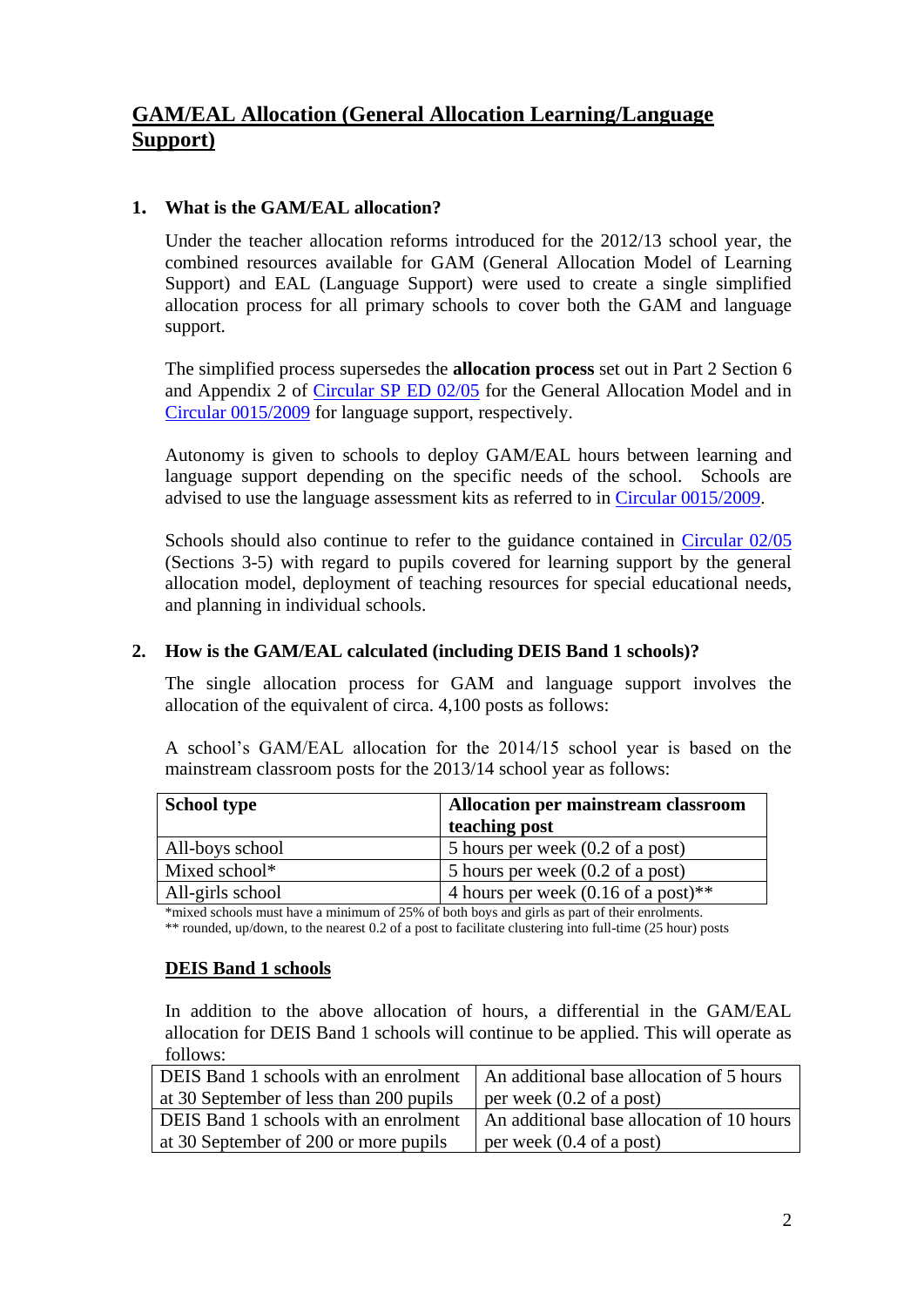# GAM/EAL Allocation (General Allocation Learning/Language Support)

## 1. What is the GAM/EAL allocation?

Under the teacher allocation reforms introduced for the 2012/13 school year, the combined resources available for GAM (General Allocation Model of Learning Support) and EAL (Language Support) were used to create a single simplified allocation process for all primary schools to cover both the GAM and language support.

The simplified process supersedes the **allocation process** set out in Part 2 Section 6 and Appendix 2 of Circular SP ED 02/05 for the General Allocation Model and in Circular 0015/2009 for language support, respectively.

Autonomy is given to schools to deploy GAM/EAL hours between learning and language support depending on the specific needs of the school. Schools are advised to use the language assessment kits as referred to in Circular 0015/2009.

Schools should also continue to refer to the guidance contained in Circular 02/05 (Sections 3-5) with regard to pupils covered for learning support by the general allocation model, deployment of teaching resources for special educational needs, and planning in individual schools.

## 2. How is the GAM/EAL calculated (including DEIS Band 1 schools)?

The single allocation process for GAM and language support involves the allocation of the equivalent of circa. 4,100 posts as follows:

A school's GAM/EAL allocation for the 2014/15 school year is based on the mainstream classroom posts for the 2013/14 school year as follows:

| School type | Allocation per mainstream classroom teaching post |
|---|---|
| All-boys school | 5 hours per week (0.2 of a post) |
| Mixed school* | 5 hours per week (0.2 of a post) |
| All-girls school | 4 hours per week (0.16 of a post)** |

*mixed schools must have a minimum of 25% of both boys and girls as part of their enrolments.

** rounded, up/down, to the nearest 0.2 of a post to facilitate clustering into full-time (25 hour) posts

### DEIS Band 1 schools

In addition to the above allocation of hours, a differential in the GAM/EAL allocation for DEIS Band 1 schools will continue to be applied. This will operate as follows:

| | |
|---|---|
| DEIS Band 1 schools with an enrolment at 30 September of less than 200 pupils | An additional base allocation of 5 hours per week (0.2 of a post) |
| DEIS Band 1 schools with an enrolment at 30 September of 200 or more pupils | An additional base allocation of 10 hours per week (0.4 of a post) |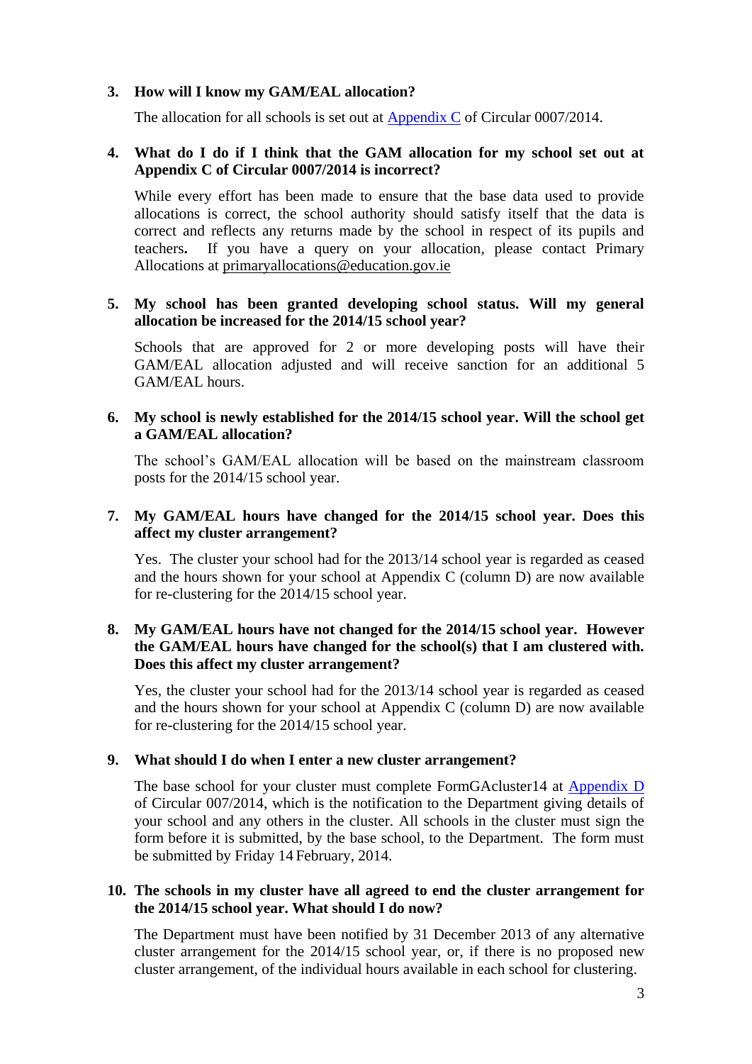3. **How will I know my GAM/EAL allocation?**

   The allocation for all schools is set out at Appendix C of Circular 0007/2014.

4. **What do I do if I think that the GAM allocation for my school set out at Appendix C of Circular 0007/2014 is incorrect?**

   While every effort has been made to ensure that the base data used to provide allocations is correct, the school authority should satisfy itself that the data is correct and reflects any returns made by the school in respect of its pupils and teachers**.** If you have a query on your allocation, please contact Primary Allocations at primaryallocations@education.gov.ie

5. **My school has been granted developing school status. Will my general allocation be increased for the 2014/15 school year?**

   Schools that are approved for 2 or more developing posts will have their GAM/EAL allocation adjusted and will receive sanction for an additional 5 GAM/EAL hours.

6. **My school is newly established for the 2014/15 school year. Will the school get a GAM/EAL allocation?**

   The school's GAM/EAL allocation will be based on the mainstream classroom posts for the 2014/15 school year.

7. **My GAM/EAL hours have changed for the 2014/15 school year. Does this affect my cluster arrangement?**

   Yes. The cluster your school had for the 2013/14 school year is regarded as ceased and the hours shown for your school at Appendix C (column D) are now available for re-clustering for the 2014/15 school year.

8. **My GAM/EAL hours have not changed for the 2014/15 school year. However the GAM/EAL hours have changed for the school(s) that I am clustered with. Does this affect my cluster arrangement?**

   Yes, the cluster your school had for the 2013/14 school year is regarded as ceased and the hours shown for your school at Appendix C (column D) are now available for re-clustering for the 2014/15 school year.

9. **What should I do when I enter a new cluster arrangement?**

   The base school for your cluster must complete FormGAcluster14 at Appendix D of Circular 007/2014, which is the notification to the Department giving details of your school and any others in the cluster. All schools in the cluster must sign the form before it is submitted, by the base school, to the Department. The form must be submitted by Friday 14 February, 2014.

10. **The schools in my cluster have all agreed to end the cluster arrangement for the 2014/15 school year. What should I do now?**

    The Department must have been notified by 31 December 2013 of any alternative cluster arrangement for the 2014/15 school year, or, if there is no proposed new cluster arrangement, of the individual hours available in each school for clustering.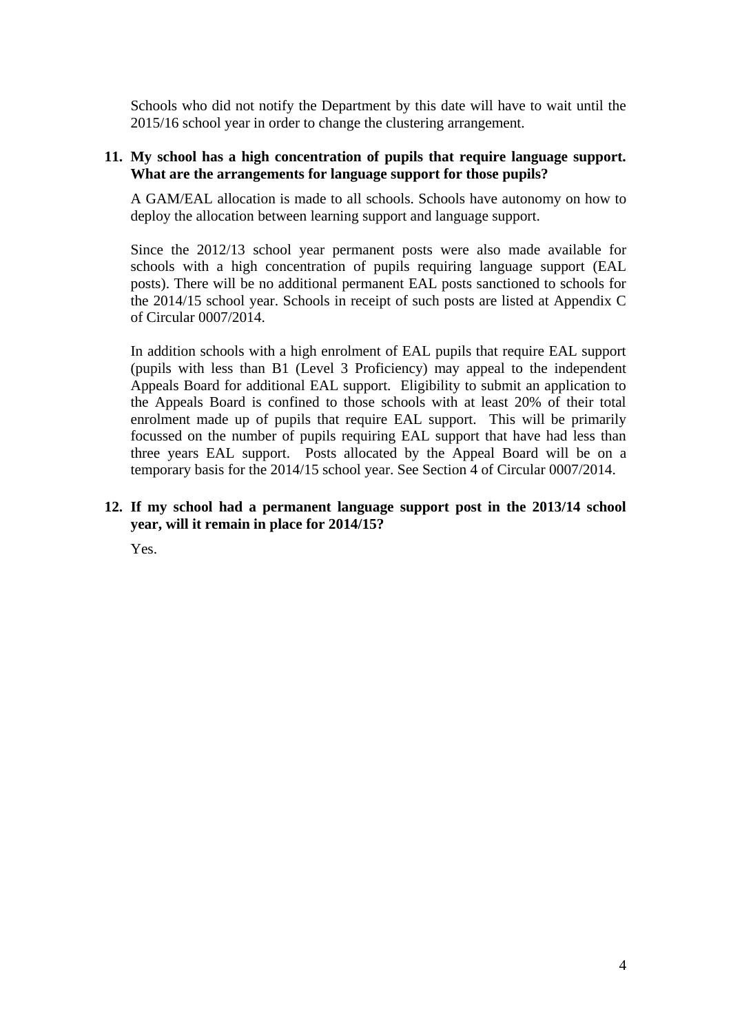Schools who did not notify the Department by this date will have to wait until the 2015/16 school year in order to change the clustering arrangement.

**11. My school has a high concentration of pupils that require language support. What are the arrangements for language support for those pupils?**

A GAM/EAL allocation is made to all schools. Schools have autonomy on how to deploy the allocation between learning support and language support.

Since the 2012/13 school year permanent posts were also made available for schools with a high concentration of pupils requiring language support (EAL posts). There will be no additional permanent EAL posts sanctioned to schools for the 2014/15 school year. Schools in receipt of such posts are listed at Appendix C of Circular 0007/2014.

In addition schools with a high enrolment of EAL pupils that require EAL support (pupils with less than B1 (Level 3 Proficiency) may appeal to the independent Appeals Board for additional EAL support. Eligibility to submit an application to the Appeals Board is confined to those schools with at least 20% of their total enrolment made up of pupils that require EAL support. This will be primarily focussed on the number of pupils requiring EAL support that have had less than three years EAL support. Posts allocated by the Appeal Board will be on a temporary basis for the 2014/15 school year. See Section 4 of Circular 0007/2014.

**12. If my school had a permanent language support post in the 2013/14 school year, will it remain in place for 2014/15?**

Yes.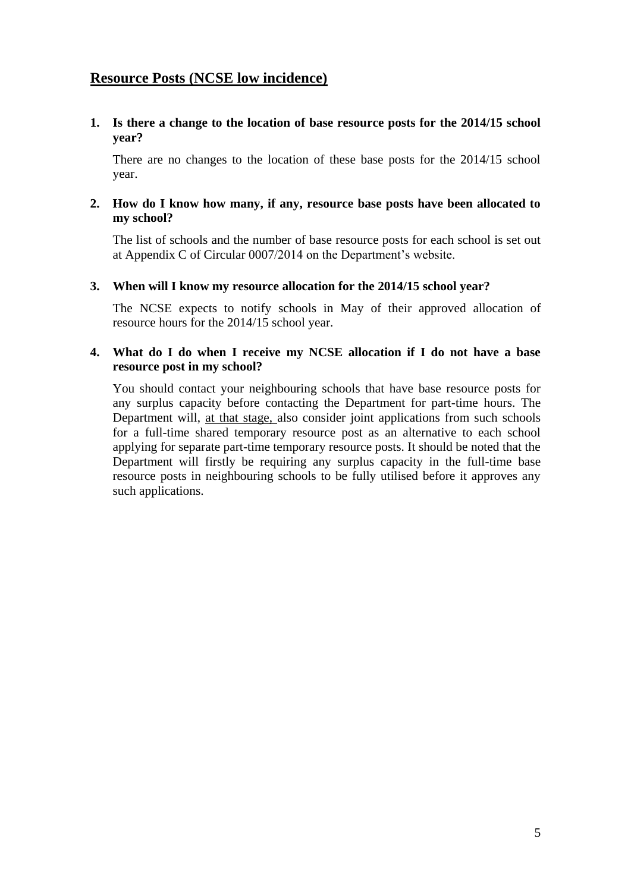## Resource Posts (NCSE low incidence)

**1. Is there a change to the location of base resource posts for the 2014/15 school year?**

There are no changes to the location of these base posts for the 2014/15 school year.

**2. How do I know how many, if any, resource base posts have been allocated to my school?**

The list of schools and the number of base resource posts for each school is set out at Appendix C of Circular 0007/2014 on the Department's website.

**3. When will I know my resource allocation for the 2014/15 school year?**

The NCSE expects to notify schools in May of their approved allocation of resource hours for the 2014/15 school year.

**4. What do I do when I receive my NCSE allocation if I do not have a base resource post in my school?**

You should contact your neighbouring schools that have base resource posts for any surplus capacity before contacting the Department for part-time hours. The Department will, <u>at that stage,</u> also consider joint applications from such schools for a full-time shared temporary resource post as an alternative to each school applying for separate part-time temporary resource posts. It should be noted that the Department will firstly be requiring any surplus capacity in the full-time base resource posts in neighbouring schools to be fully utilised before it approves any such applications.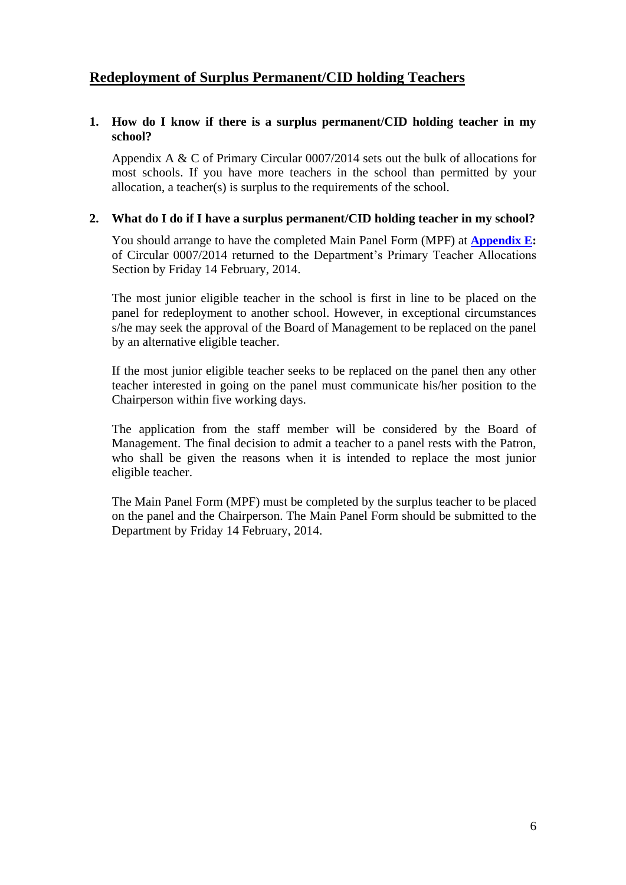## Redeployment of Surplus Permanent/CID holding Teachers

### 1. How do I know if there is a surplus permanent/CID holding teacher in my school?

Appendix A & C of Primary Circular 0007/2014 sets out the bulk of allocations for most schools. If you have more teachers in the school than permitted by your allocation, a teacher(s) is surplus to the requirements of the school.

### 2. What do I do if I have a surplus permanent/CID holding teacher in my school?

You should arrange to have the completed Main Panel Form (MPF) at **Appendix E:** of Circular 0007/2014 returned to the Department's Primary Teacher Allocations Section by Friday 14 February, 2014.

The most junior eligible teacher in the school is first in line to be placed on the panel for redeployment to another school. However, in exceptional circumstances s/he may seek the approval of the Board of Management to be replaced on the panel by an alternative eligible teacher.

If the most junior eligible teacher seeks to be replaced on the panel then any other teacher interested in going on the panel must communicate his/her position to the Chairperson within five working days.

The application from the staff member will be considered by the Board of Management. The final decision to admit a teacher to a panel rests with the Patron, who shall be given the reasons when it is intended to replace the most junior eligible teacher.

The Main Panel Form (MPF) must be completed by the surplus teacher to be placed on the panel and the Chairperson. The Main Panel Form should be submitted to the Department by Friday 14 February, 2014.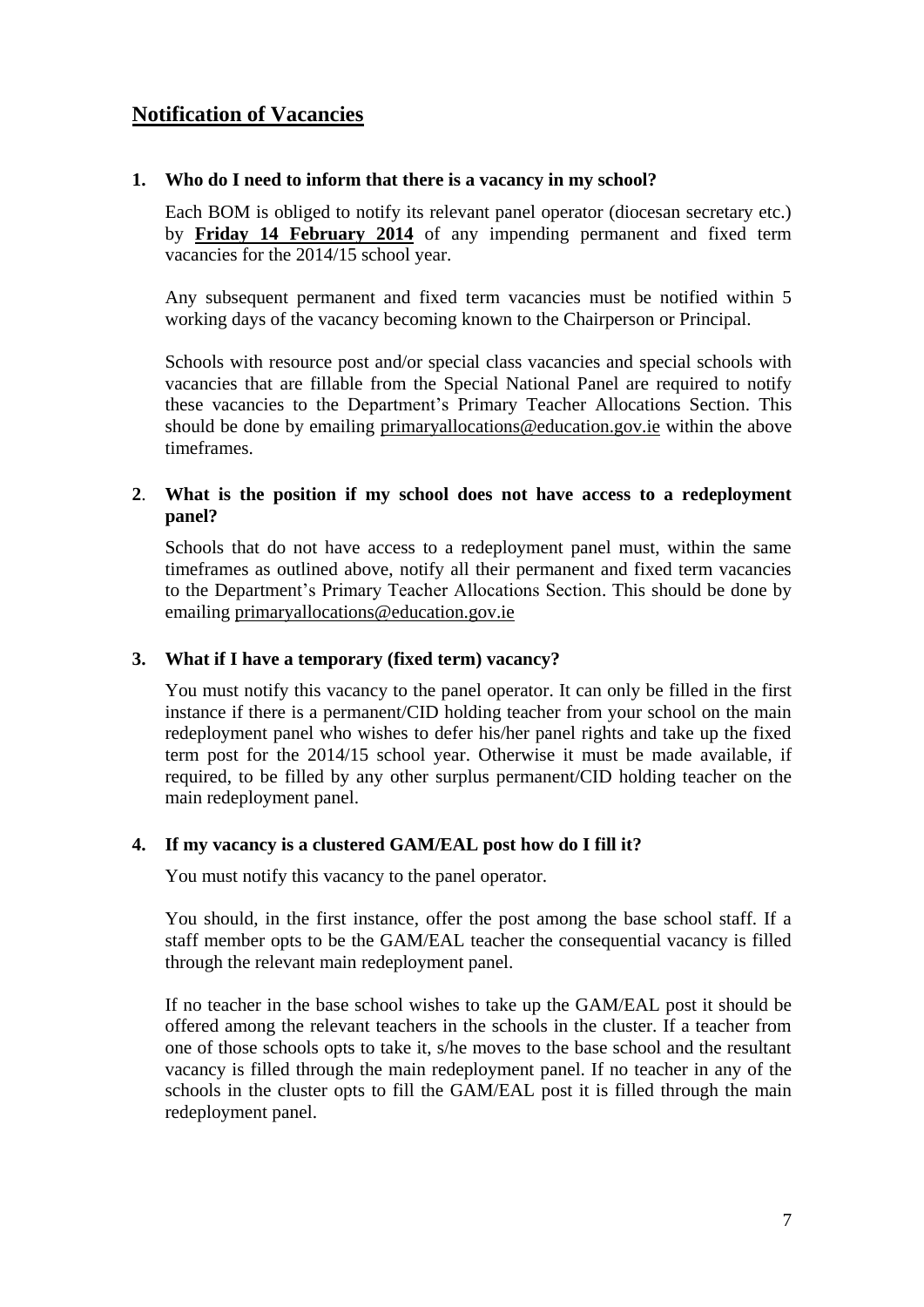## Notification of Vacancies

### 1. Who do I need to inform that there is a vacancy in my school?

Each BOM is obliged to notify its relevant panel operator (diocesan secretary etc.) by **Friday 14 February 2014** of any impending permanent and fixed term vacancies for the 2014/15 school year.

Any subsequent permanent and fixed term vacancies must be notified within 5 working days of the vacancy becoming known to the Chairperson or Principal.

Schools with resource post and/or special class vacancies and special schools with vacancies that are fillable from the Special National Panel are required to notify these vacancies to the Department's Primary Teacher Allocations Section. This should be done by emailing primaryallocations@education.gov.ie within the above timeframes.

### 2. What is the position if my school does not have access to a redeployment panel?

Schools that do not have access to a redeployment panel must, within the same timeframes as outlined above, notify all their permanent and fixed term vacancies to the Department's Primary Teacher Allocations Section. This should be done by emailing primaryallocations@education.gov.ie

### 3. What if I have a temporary (fixed term) vacancy?

You must notify this vacancy to the panel operator. It can only be filled in the first instance if there is a permanent/CID holding teacher from your school on the main redeployment panel who wishes to defer his/her panel rights and take up the fixed term post for the 2014/15 school year. Otherwise it must be made available, if required, to be filled by any other surplus permanent/CID holding teacher on the main redeployment panel.

### 4. If my vacancy is a clustered GAM/EAL post how do I fill it?

You must notify this vacancy to the panel operator.

You should, in the first instance, offer the post among the base school staff. If a staff member opts to be the GAM/EAL teacher the consequential vacancy is filled through the relevant main redeployment panel.

If no teacher in the base school wishes to take up the GAM/EAL post it should be offered among the relevant teachers in the schools in the cluster. If a teacher from one of those schools opts to take it, s/he moves to the base school and the resultant vacancy is filled through the main redeployment panel. If no teacher in any of the schools in the cluster opts to fill the GAM/EAL post it is filled through the main redeployment panel.